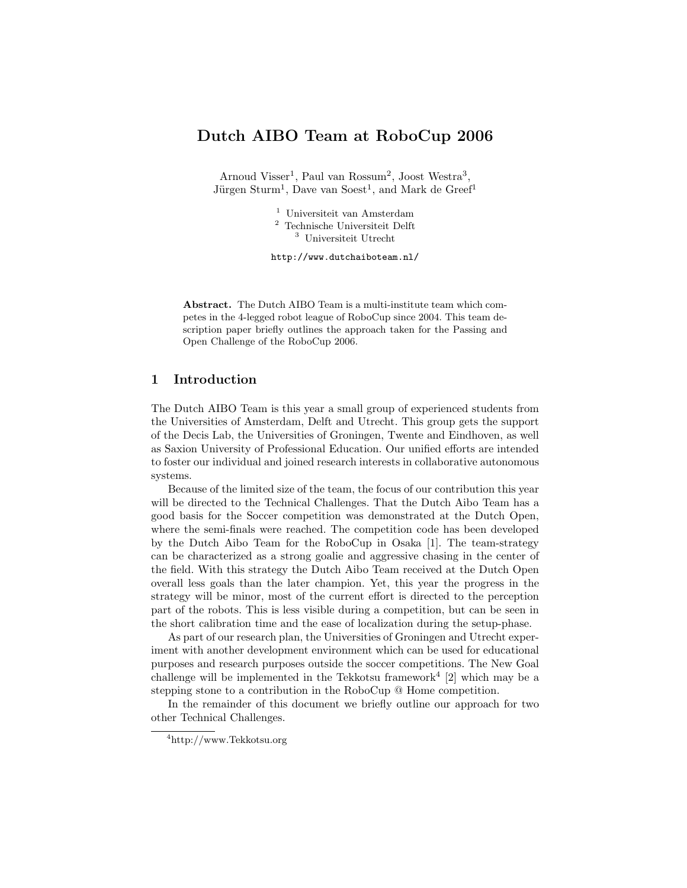# Dutch AIBO Team at RoboCup 2006

Arnoud Visser[1], Paul van Rossum[2], Joost Westra[3], Jürgen Sturm[1], Dave van Soest[1], and Mark de Greef[1]

[1] Universiteit van Amsterdam
[2] Technische Universiteit Delft
[3] Universiteit Utrecht

http://www.dutchaiboteam.nl/

**Abstract.** The Dutch AIBO Team is a multi-institute team which competes in the 4-legged robot league of RoboCup since 2004. This team description paper briefly outlines the approach taken for the Passing and Open Challenge of the RoboCup 2006.

## 1 Introduction

The Dutch AIBO Team is this year a small group of experienced students from the Universities of Amsterdam, Delft and Utrecht. This group gets the support of the Decis Lab, the Universities of Groningen, Twente and Eindhoven, as well as Saxion University of Professional Education. Our unified efforts are intended to foster our individual and joined research interests in collaborative autonomous systems.

Because of the limited size of the team, the focus of our contribution this year will be directed to the Technical Challenges. That the Dutch Aibo Team has a good basis for the Soccer competition was demonstrated at the Dutch Open, where the semi-finals were reached. The competition code has been developed by the Dutch Aibo Team for the RoboCup in Osaka [1]. The team-strategy can be characterized as a strong goalie and aggressive chasing in the center of the field. With this strategy the Dutch Aibo Team received at the Dutch Open overall less goals than the later champion. Yet, this year the progress in the strategy will be minor, most of the current effort is directed to the perception part of the robots. This is less visible during a competition, but can be seen in the short calibration time and the ease of localization during the setup-phase.

As part of our research plan, the Universities of Groningen and Utrecht experiment with another development environment which can be used for educational purposes and research purposes outside the soccer competitions. The New Goal challenge will be implemented in the Tekkotsu framework[4] [2] which may be a stepping stone to a contribution in the RoboCup @ Home competition.

In the remainder of this document we briefly outline our approach for two other Technical Challenges.

[4] http://www.Tekkotsu.org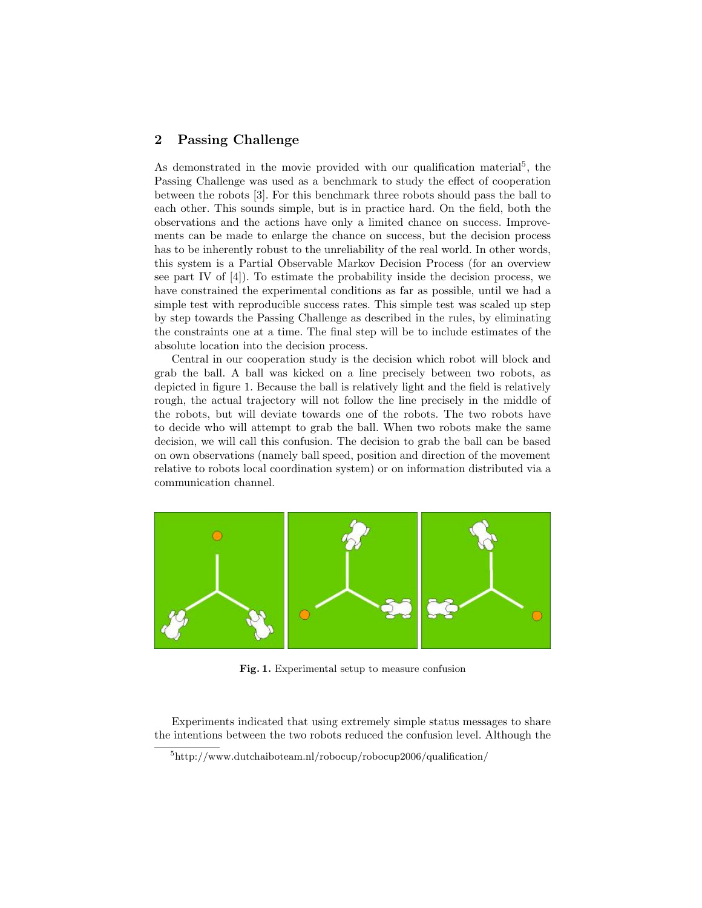## 2 Passing Challenge

As demonstrated in the movie provided with our qualification material[5], the Passing Challenge was used as a benchmark to study the effect of cooperation between the robots [3]. For this benchmark three robots should pass the ball to each other. This sounds simple, but is in practice hard. On the field, both the observations and the actions have only a limited chance on success. Improvements can be made to enlarge the chance on success, but the decision process has to be inherently robust to the unreliability of the real world. In other words, this system is a Partial Observable Markov Decision Process (for an overview see part IV of [4]). To estimate the probability inside the decision process, we have constrained the experimental conditions as far as possible, until we had a simple test with reproducible success rates. This simple test was scaled up step by step towards the Passing Challenge as described in the rules, by eliminating the constraints one at a time. The final step will be to include estimates of the absolute location into the decision process.

Central in our cooperation study is the decision which robot will block and grab the ball. A ball was kicked on a line precisely between two robots, as depicted in figure 1. Because the ball is relatively light and the field is relatively rough, the actual trajectory will not follow the line precisely in the middle of the robots, but will deviate towards one of the robots. The two robots have to decide who will attempt to grab the ball. When two robots make the same decision, we will call this confusion. The decision to grab the ball can be based on own observations (namely ball speed, position and direction of the movement relative to robots local coordination system) or on information distributed via a communication channel.

**Fig. 1.** Experimental setup to measure confusion

Experiments indicated that using extremely simple status messages to share the intentions between the two robots reduced the confusion level. Although the

[5] http://www.dutchaiboteam.nl/robocup/robocup2006/qualification/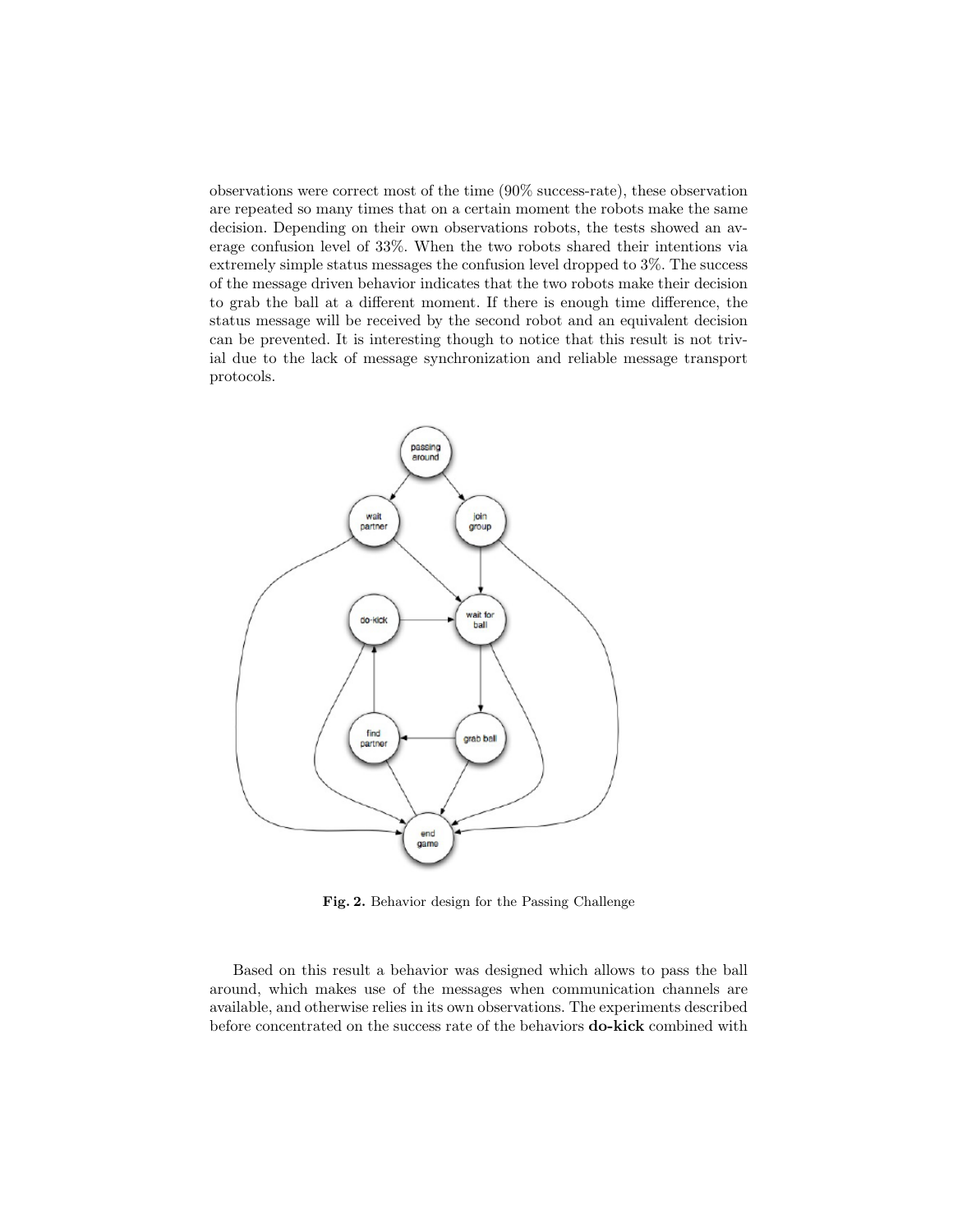observations were correct most of the time (90% success-rate), these observation are repeated so many times that on a certain moment the robots make the same decision. Depending on their own observations robots, the tests showed an average confusion level of 33%. When the two robots shared their intentions via extremely simple status messages the confusion level dropped to 3%. The success of the message driven behavior indicates that the two robots make their decision to grab the ball at a different moment. If there is enough time difference, the status message will be received by the second robot and an equivalent decision can be prevented. It is interesting though to notice that this result is not trivial due to the lack of message synchronization and reliable message transport protocols.

**Fig. 2.** Behavior design for the Passing Challenge

Based on this result a behavior was designed which allows to pass the ball around, which makes use of the messages when communication channels are available, and otherwise relies in its own observations. The experiments described before concentrated on the success rate of the behaviors **do-kick** combined with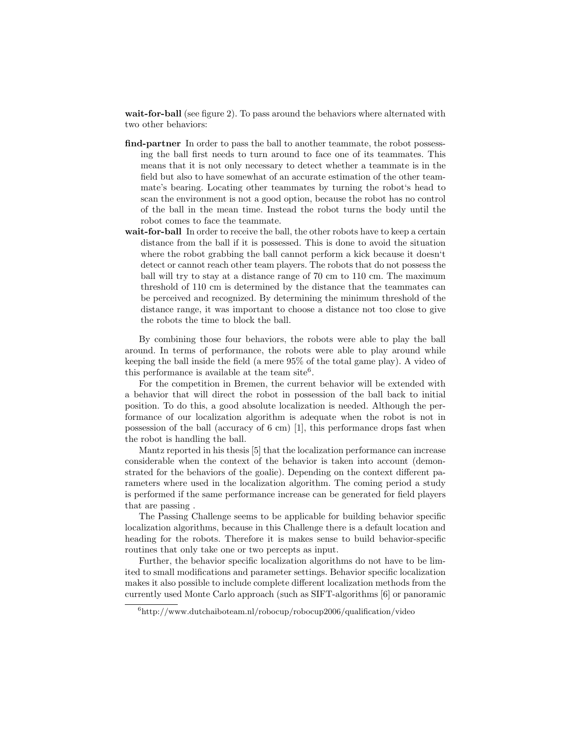**wait-for-ball** (see figure 2). To pass around the behaviors where alternated with two other behaviors:

- **find-partner** In order to pass the ball to another teammate, the robot possessing the ball first needs to turn around to face one of its teammates. This means that it is not only necessary to detect whether a teammate is in the field but also to have somewhat of an accurate estimation of the other teammate's bearing. Locating other teammates by turning the robot‘s head to scan the environment is not a good option, because the robot has no control of the ball in the mean time. Instead the robot turns the body until the robot comes to face the teammate.
- **wait-for-ball** In order to receive the ball, the other robots have to keep a certain distance from the ball if it is possessed. This is done to avoid the situation where the robot grabbing the ball cannot perform a kick because it doesn‘t detect or cannot reach other team players. The robots that do not possess the ball will try to stay at a distance range of 70 cm to 110 cm. The maximum threshold of 110 cm is determined by the distance that the teammates can be perceived and recognized. By determining the minimum threshold of the distance range, it was important to choose a distance not too close to give the robots the time to block the ball.

By combining those four behaviors, the robots were able to play the ball around. In terms of performance, the robots were able to play around while keeping the ball inside the field (a mere 95% of the total game play). A video of this performance is available at the team site[6].

For the competition in Bremen, the current behavior will be extended with a behavior that will direct the robot in possession of the ball back to initial position. To do this, a good absolute localization is needed. Although the performance of our localization algorithm is adequate when the robot is not in possession of the ball (accuracy of 6 cm) [1], this performance drops fast when the robot is handling the ball.

Mantz reported in his thesis [5] that the localization performance can increase considerable when the context of the behavior is taken into account (demonstrated for the behaviors of the goalie). Depending on the context different parameters where used in the localization algorithm. The coming period a study is performed if the same performance increase can be generated for field players that are passing .

The Passing Challenge seems to be applicable for building behavior specific localization algorithms, because in this Challenge there is a default location and heading for the robots. Therefore it is makes sense to build behavior-specific routines that only take one or two percepts as input.

Further, the behavior specific localization algorithms do not have to be limited to small modifications and parameter settings. Behavior specific localization makes it also possible to include complete different localization methods from the currently used Monte Carlo approach (such as SIFT-algorithms [6] or panoramic

[6] http://www.dutchaiboteam.nl/robocup/robocup2006/qualification/video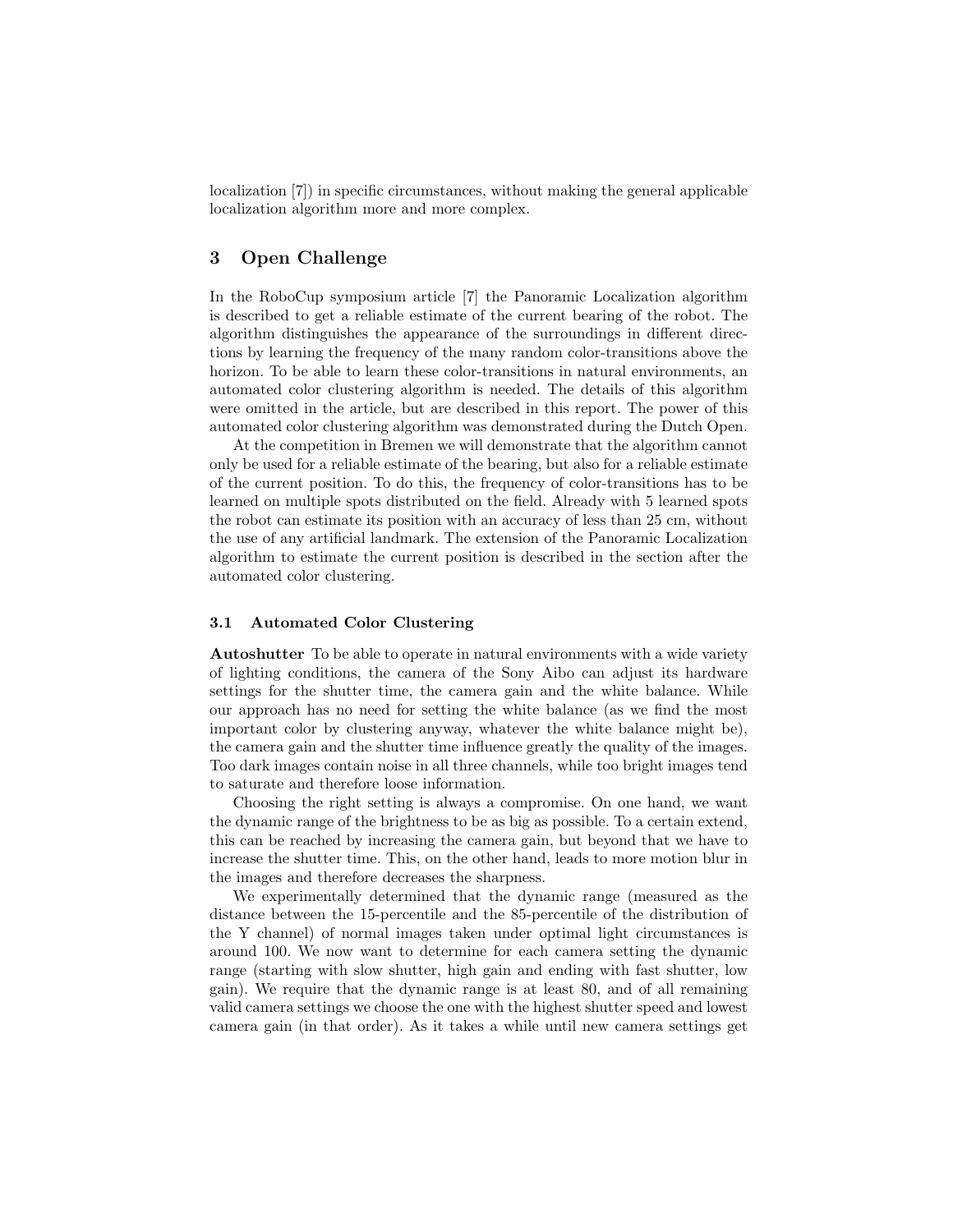localization [7]) in specific circumstances, without making the general applicable localization algorithm more and more complex.

## 3 Open Challenge

In the RoboCup symposium article [7] the Panoramic Localization algorithm is described to get a reliable estimate of the current bearing of the robot. The algorithm distinguishes the appearance of the surroundings in different directions by learning the frequency of the many random color-transitions above the horizon. To be able to learn these color-transitions in natural environments, an automated color clustering algorithm is needed. The details of this algorithm were omitted in the article, but are described in this report. The power of this automated color clustering algorithm was demonstrated during the Dutch Open.

At the competition in Bremen we will demonstrate that the algorithm cannot only be used for a reliable estimate of the bearing, but also for a reliable estimate of the current position. To do this, the frequency of color-transitions has to be learned on multiple spots distributed on the field. Already with 5 learned spots the robot can estimate its position with an accuracy of less than 25 cm, without the use of any artificial landmark. The extension of the Panoramic Localization algorithm to estimate the current position is described in the section after the automated color clustering.

### 3.1 Automated Color Clustering

**Autoshutter** To be able to operate in natural environments with a wide variety of lighting conditions, the camera of the Sony Aibo can adjust its hardware settings for the shutter time, the camera gain and the white balance. While our approach has no need for setting the white balance (as we find the most important color by clustering anyway, whatever the white balance might be), the camera gain and the shutter time influence greatly the quality of the images. Too dark images contain noise in all three channels, while too bright images tend to saturate and therefore loose information.

Choosing the right setting is always a compromise. On one hand, we want the dynamic range of the brightness to be as big as possible. To a certain extend, this can be reached by increasing the camera gain, but beyond that we have to increase the shutter time. This, on the other hand, leads to more motion blur in the images and therefore decreases the sharpness.

We experimentally determined that the dynamic range (measured as the distance between the 15-percentile and the 85-percentile of the distribution of the Y channel) of normal images taken under optimal light circumstances is around 100. We now want to determine for each camera setting the dynamic range (starting with slow shutter, high gain and ending with fast shutter, low gain). We require that the dynamic range is at least 80, and of all remaining valid camera settings we choose the one with the highest shutter speed and lowest camera gain (in that order). As it takes a while until new camera settings get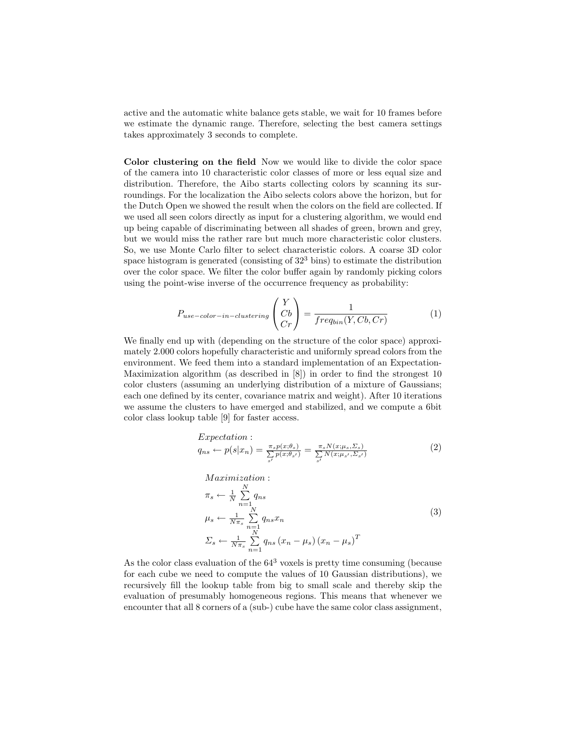active and the automatic white balance gets stable, we wait for 10 frames before we estimate the dynamic range. Therefore, selecting the best camera settings takes approximately 3 seconds to complete.

**Color clustering on the field** Now we would like to divide the color space of the camera into 10 characteristic color classes of more or less equal size and distribution. Therefore, the Aibo starts collecting colors by scanning its surroundings. For the localization the Aibo selects colors above the horizon, but for the Dutch Open we showed the result when the colors on the field are collected. If we used all seen colors directly as input for a clustering algorithm, we would end up being capable of discriminating between all shades of green, brown and grey, but we would miss the rather rare but much more characteristic color clusters. So, we use Monte Carlo filter to select characteristic colors. A coarse 3D color space histogram is generated (consisting of $32^3$ bins) to estimate the distribution over the color space. We filter the color buffer again by randomly picking colors using the point-wise inverse of the occurrence frequency as probability:

$$P_{use-color-in-clustering}\begin{pmatrix} Y \\ Cb \\ Cr \end{pmatrix} = \frac{1}{freq_{bin}(Y, Cb, Cr)} \tag{1}$$

We finally end up with (depending on the structure of the color space) approximately 2.000 colors hopefully characteristic and uniformly spread colors from the environment. We feed them into a standard implementation of an Expectation-Maximization algorithm (as described in [8]) in order to find the strongest 10 color clusters (assuming an underlying distribution of a mixture of Gaussians; each one defined by its center, covariance matrix and weight). After 10 iterations we assume the clusters to have emerged and stabilized, and we compute a 6bit color class lookup table [9] for faster access.

$$\begin{aligned} &Expectation: \\ &q_{ns} \leftarrow p(s|x_n) = \frac{\pi_s p(x;\theta_s)}{\sum\limits_{s'} p(x;\theta_{s'})} = \frac{\pi_s N(x;\mu_s,\Sigma_s)}{\sum\limits_{s'} N(x;\mu_{s'},\Sigma_{s'})} \end{aligned} \tag{2}$$

$$\begin{aligned} &Maximization: \\ &\pi_s \leftarrow \frac{1}{N}\sum_{n=1}^{N} q_{ns} \\ &\mu_s \leftarrow \frac{1}{N\pi_s}\sum_{n=1}^{N} q_{ns} x_n \\ &\Sigma_s \leftarrow \frac{1}{N\pi_s}\sum_{n=1}^{N} q_{ns}\left(x_n - \mu_s\right)\left(x_n - \mu_s\right)^T \end{aligned} \tag{3}$$

As the color class evaluation of the $64^3$ voxels is pretty time consuming (because for each cube we need to compute the values of 10 Gaussian distributions), we recursively fill the lookup table from big to small scale and thereby skip the evaluation of presumably homogeneous regions. This means that whenever we encounter that all 8 corners of a (sub-) cube have the same color class assignment,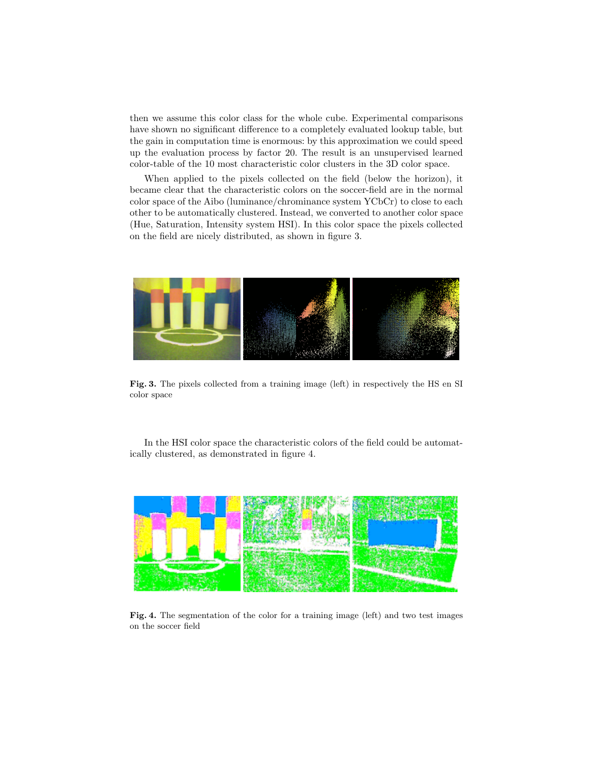then we assume this color class for the whole cube. Experimental comparisons have shown no significant difference to a completely evaluated lookup table, but the gain in computation time is enormous: by this approximation we could speed up the evaluation process by factor 20. The result is an unsupervised learned color-table of the 10 most characteristic color clusters in the 3D color space.

When applied to the pixels collected on the field (below the horizon), it became clear that the characteristic colors on the soccer-field are in the normal color space of the Aibo (luminance/chrominance system YCbCr) to close to each other to be automatically clustered. Instead, we converted to another color space (Hue, Saturation, Intensity system HSI). In this color space the pixels collected on the field are nicely distributed, as shown in figure 3.

**Fig. 3.** The pixels collected from a training image (left) in respectively the HS en SI color space

In the HSI color space the characteristic colors of the field could be automatically clustered, as demonstrated in figure 4.

**Fig. 4.** The segmentation of the color for a training image (left) and two test images on the soccer field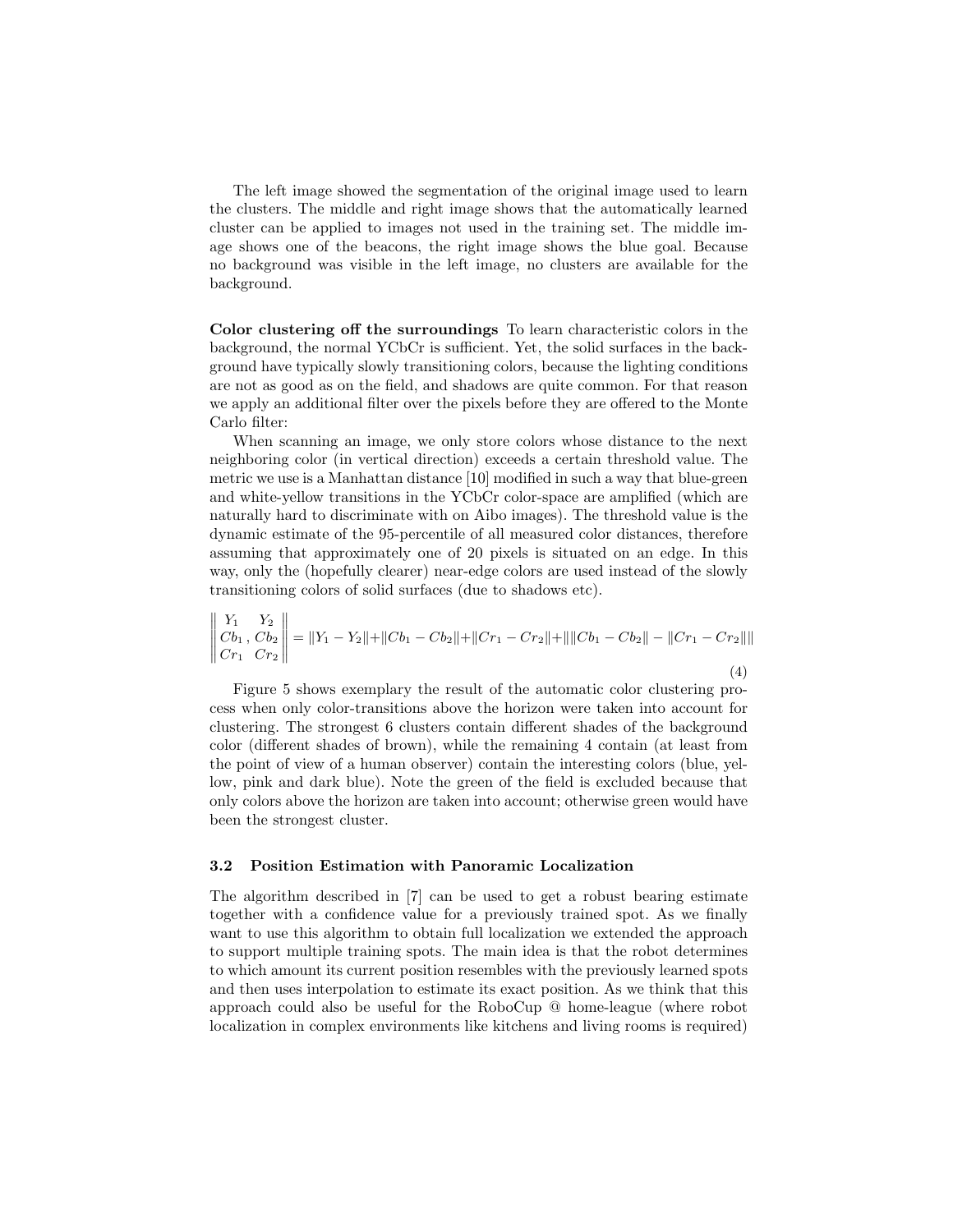The left image showed the segmentation of the original image used to learn the clusters. The middle and right image shows that the automatically learned cluster can be applied to images not used in the training set. The middle image shows one of the beacons, the right image shows the blue goal. Because no background was visible in the left image, no clusters are available for the background.

**Color clustering off the surroundings** To learn characteristic colors in the background, the normal YCbCr is sufficient. Yet, the solid surfaces in the background have typically slowly transitioning colors, because the lighting conditions are not as good as on the field, and shadows are quite common. For that reason we apply an additional filter over the pixels before they are offered to the Monte Carlo filter:

When scanning an image, we only store colors whose distance to the next neighboring color (in vertical direction) exceeds a certain threshold value. The metric we use is a Manhattan distance [10] modified in such a way that blue-green and white-yellow transitions in the YCbCr color-space are amplified (which are naturally hard to discriminate with on Aibo images). The threshold value is the dynamic estimate of the 95-percentile of all measured color distances, therefore assuming that approximately one of 20 pixels is situated on an edge. In this way, only the (hopefully clearer) near-edge colors are used instead of the slowly transitioning colors of solid surfaces (due to shadows etc).

$$\left\| \begin{matrix} Y_1 \\ Cb_1 \\ Cr_1 \end{matrix}, \begin{matrix} Y_2 \\ Cb_2 \\ Cr_2 \end{matrix} \right\| = \|Y_1 - Y_2\| + \|Cb_1 - Cb_2\| + \|Cr_1 - Cr_2\| + \| \|Cb_1 - Cb_2\| - \|Cr_1 - Cr_2\| \| \tag{4}$$

Figure 5 shows exemplary the result of the automatic color clustering process when only color-transitions above the horizon were taken into account for clustering. The strongest 6 clusters contain different shades of the background color (different shades of brown), while the remaining 4 contain (at least from the point of view of a human observer) contain the interesting colors (blue, yellow, pink and dark blue). Note the green of the field is excluded because that only colors above the horizon are taken into account; otherwise green would have been the strongest cluster.

### 3.2 Position Estimation with Panoramic Localization

The algorithm described in [7] can be used to get a robust bearing estimate together with a confidence value for a previously trained spot. As we finally want to use this algorithm to obtain full localization we extended the approach to support multiple training spots. The main idea is that the robot determines to which amount its current position resembles with the previously learned spots and then uses interpolation to estimate its exact position. As we think that this approach could also be useful for the RoboCup @ home-league (where robot localization in complex environments like kitchens and living rooms is required)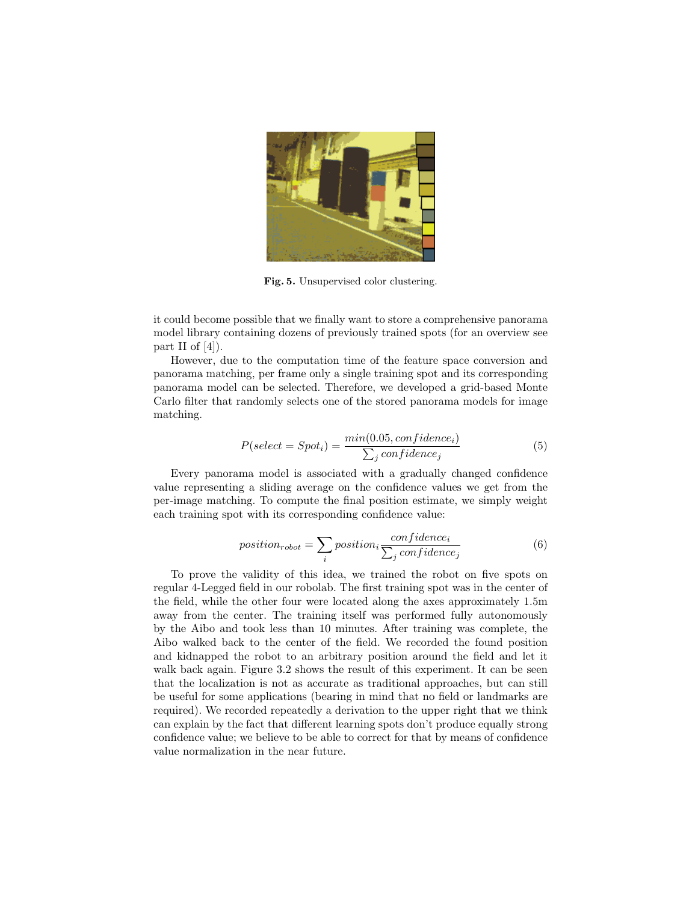Fig. 5. Unsupervised color clustering.

it could become possible that we finally want to store a comprehensive panorama model library containing dozens of previously trained spots (for an overview see part II of [4]).

However, due to the computation time of the feature space conversion and panorama matching, per frame only a single training spot and its corresponding panorama model can be selected. Therefore, we developed a grid-based Monte Carlo filter that randomly selects one of the stored panorama models for image matching.

$$P(select = Spot_i) = \frac{min(0.05, confidence_i)}{\sum_j confidence_j} \tag{5}$$

Every panorama model is associated with a gradually changed confidence value representing a sliding average on the confidence values we get from the per-image matching. To compute the final position estimate, we simply weight each training spot with its corresponding confidence value:

$$position_{robot} = \sum_i position_i \frac{confidence_i}{\sum_j confidence_j} \tag{6}$$

To prove the validity of this idea, we trained the robot on five spots on regular 4-Legged field in our robolab. The first training spot was in the center of the field, while the other four were located along the axes approximately 1.5m away from the center. The training itself was performed fully autonomously by the Aibo and took less than 10 minutes. After training was complete, the Aibo walked back to the center of the field. We recorded the found position and kidnapped the robot to an arbitrary position around the field and let it walk back again. Figure 3.2 shows the result of this experiment. It can be seen that the localization is not as accurate as traditional approaches, but can still be useful for some applications (bearing in mind that no field or landmarks are required). We recorded repeatedly a derivation to the upper right that we think can explain by the fact that different learning spots don't produce equally strong confidence value; we believe to be able to correct for that by means of confidence value normalization in the near future.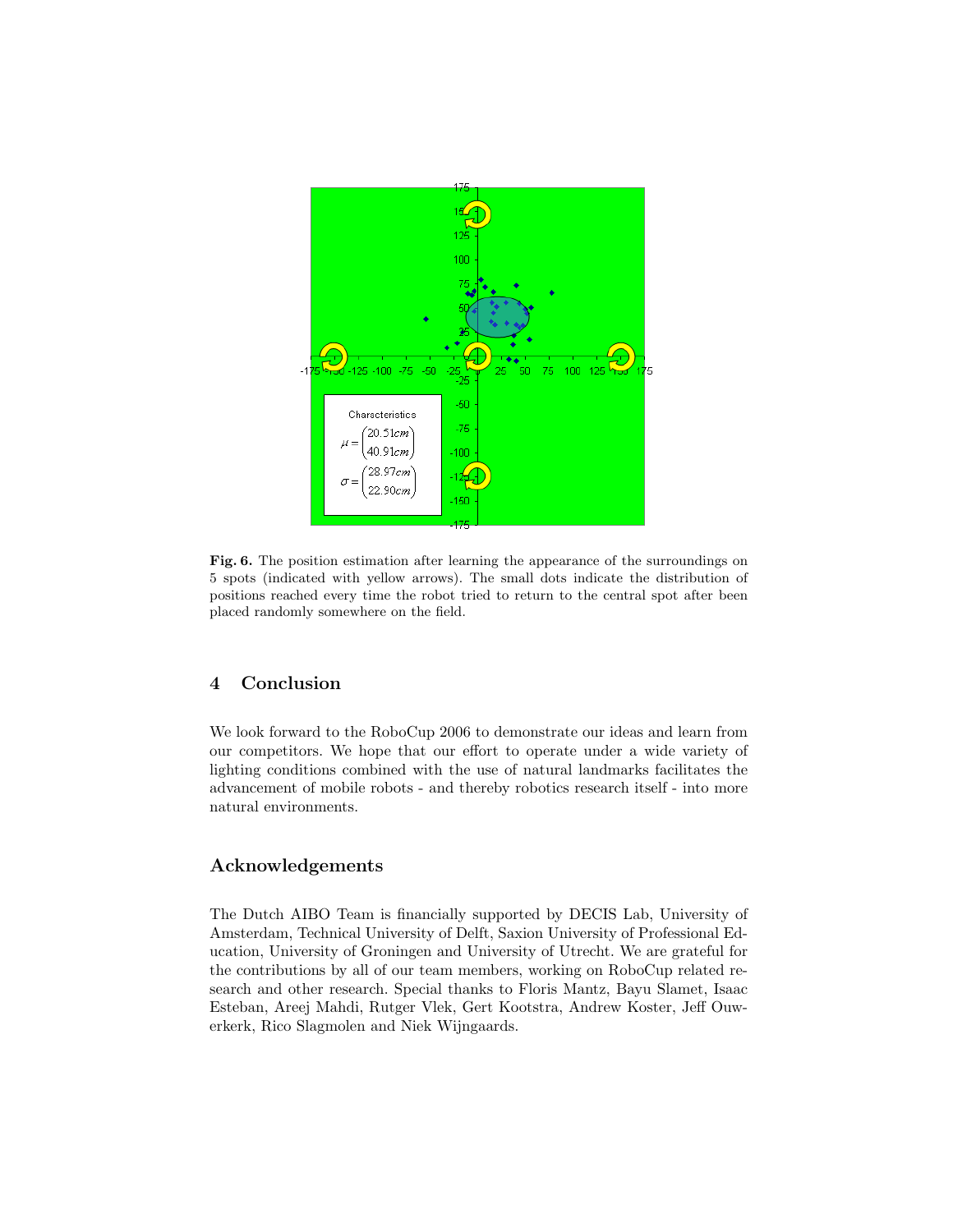**Fig. 6.** The position estimation after learning the appearance of the surroundings on 5 spots (indicated with yellow arrows). The small dots indicate the distribution of positions reached every time the robot tried to return to the central spot after been placed randomly somewhere on the field.

## 4 Conclusion

We look forward to the RoboCup 2006 to demonstrate our ideas and learn from our competitors. We hope that our effort to operate under a wide variety of lighting conditions combined with the use of natural landmarks facilitates the advancement of mobile robots - and thereby robotics research itself - into more natural environments.

## Acknowledgements

The Dutch AIBO Team is financially supported by DECIS Lab, University of Amsterdam, Technical University of Delft, Saxion University of Professional Education, University of Groningen and University of Utrecht. We are grateful for the contributions by all of our team members, working on RoboCup related research and other research. Special thanks to Floris Mantz, Bayu Slamet, Isaac Esteban, Areej Mahdi, Rutger Vlek, Gert Kootstra, Andrew Koster, Jeff Ouwerkerk, Rico Slagmolen and Niek Wijngaards.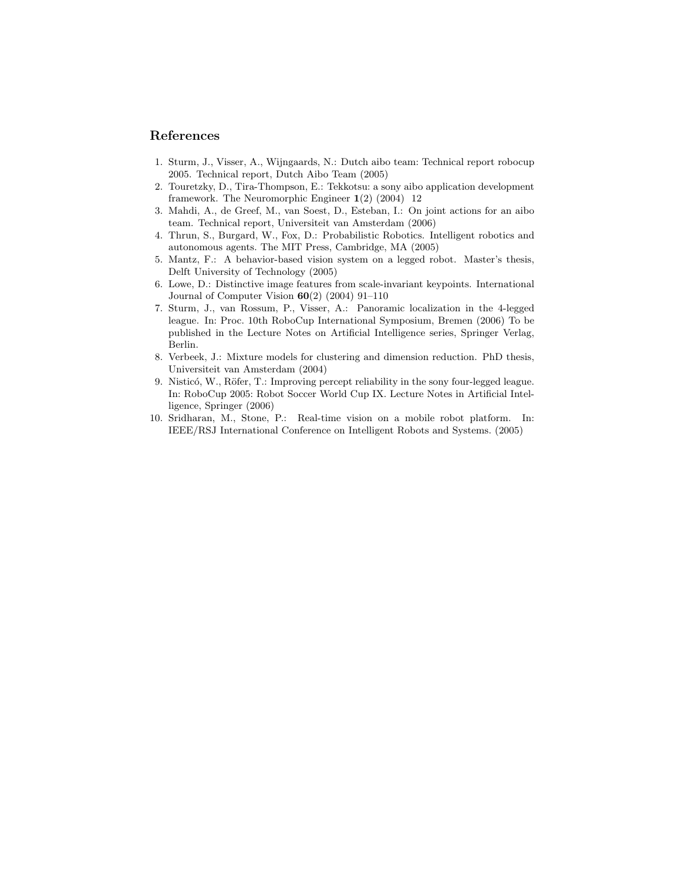## References

1. Sturm, J., Visser, A., Wijngaards, N.: Dutch aibo team: Technical report robocup 2005. Technical report, Dutch Aibo Team (2005)
2. Touretzky, D., Tira-Thompson, E.: Tekkotsu: a sony aibo application development framework. The Neuromorphic Engineer **1**(2) (2004) 12
3. Mahdi, A., de Greef, M., van Soest, D., Esteban, I.: On joint actions for an aibo team. Technical report, Universiteit van Amsterdam (2006)
4. Thrun, S., Burgard, W., Fox, D.: Probabilistic Robotics. Intelligent robotics and autonomous agents. The MIT Press, Cambridge, MA (2005)
5. Mantz, F.: A behavior-based vision system on a legged robot. Master's thesis, Delft University of Technology (2005)
6. Lowe, D.: Distinctive image features from scale-invariant keypoints. International Journal of Computer Vision **60**(2) (2004) 91–110
7. Sturm, J., van Rossum, P., Visser, A.: Panoramic localization in the 4-legged league. In: Proc. 10th RoboCup International Symposium, Bremen (2006) To be published in the Lecture Notes on Artificial Intelligence series, Springer Verlag, Berlin.
8. Verbeek, J.: Mixture models for clustering and dimension reduction. PhD thesis, Universiteit van Amsterdam (2004)
9. Nisticó, W., Röfer, T.: Improving percept reliability in the sony four-legged league. In: RoboCup 2005: Robot Soccer World Cup IX. Lecture Notes in Artificial Intelligence, Springer (2006)
10. Sridharan, M., Stone, P.: Real-time vision on a mobile robot platform. In: IEEE/RSJ International Conference on Intelligent Robots and Systems. (2005)